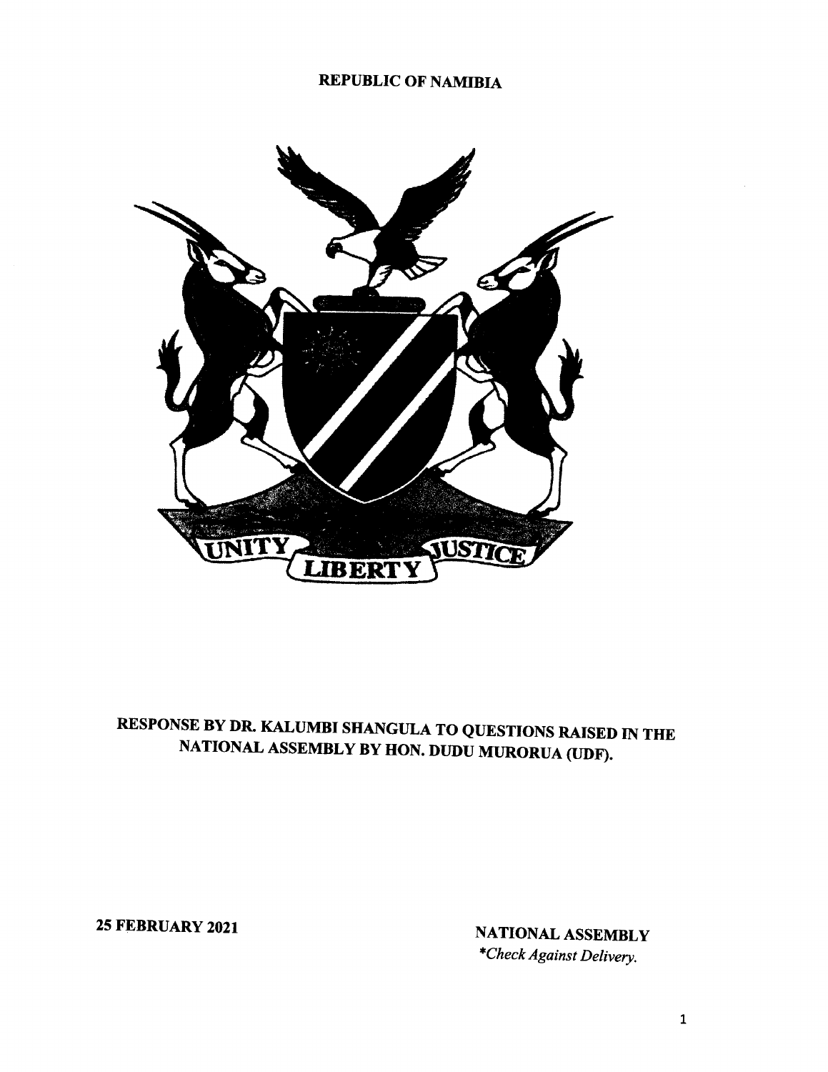**REPUBLIC OF NAMIBIA**

UNITY LIBERTY JUSTICE

# RESPONSE BY DR. KALUMBI SHANGULA TO QUESTIONS RAISED IN THE NATIONAL ASSEMBLY BY HON. DUDU MURORUA (UDF).

**25 FEBRUARY 2021**

**NATIONAL ASSEMBLY**
*\*Check Against Delivery.*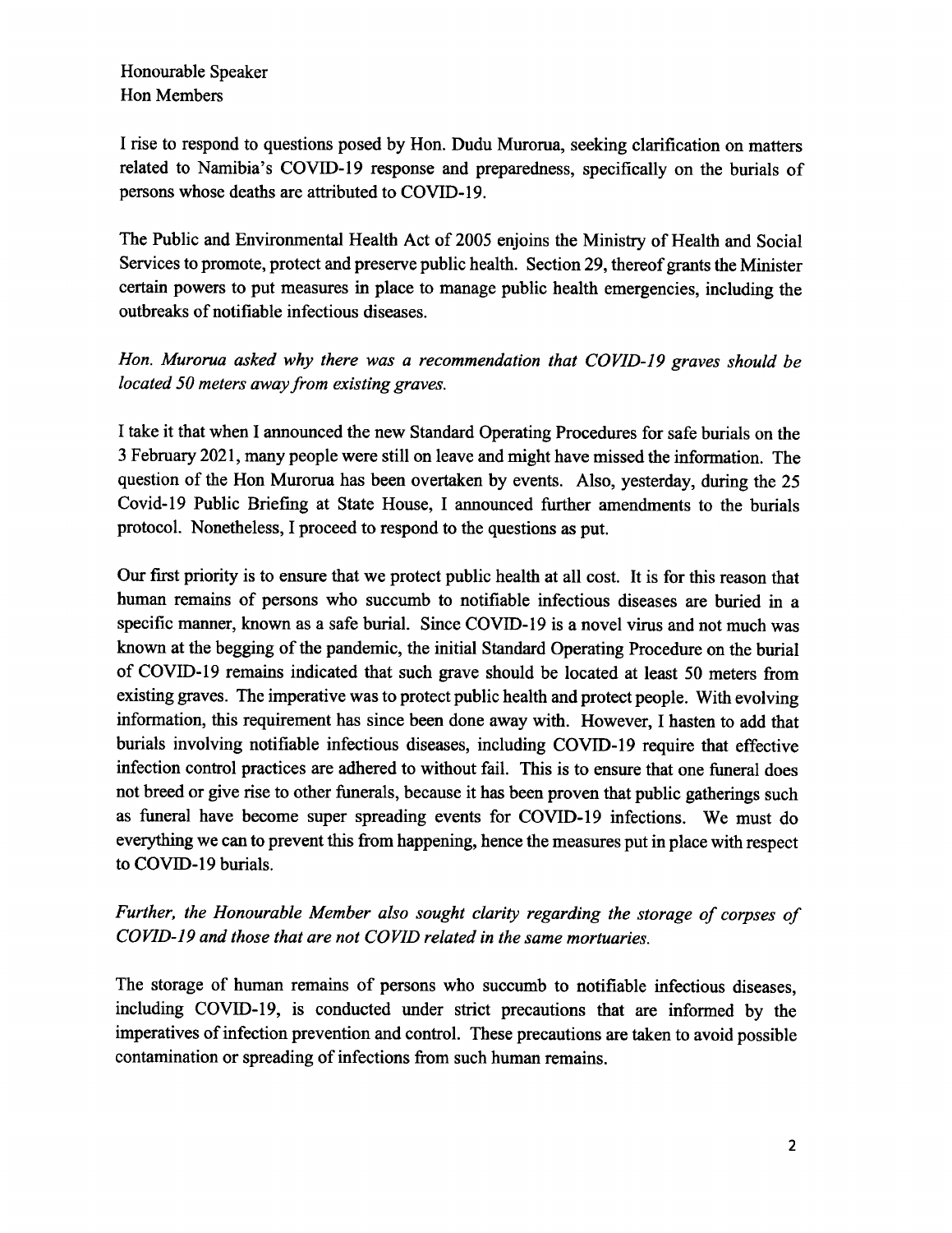Honourable Speaker
Hon Members

I rise to respond to questions posed by Hon. Dudu Murorua, seeking clarification on matters related to Namibia's COVID-19 response and preparedness, specifically on the burials of persons whose deaths are attributed to COVID-19.

The Public and Environmental Health Act of 2005 enjoins the Ministry of Health and Social Services to promote, protect and preserve public health. Section 29, thereof grants the Minister certain powers to put measures in place to manage public health emergencies, including the outbreaks of notifiable infectious diseases.

*Hon. Murorua asked why there was a recommendation that COVID-19 graves should be located 50 meters away from existing graves.*

I take it that when I announced the new Standard Operating Procedures for safe burials on the 3 February 2021, many people were still on leave and might have missed the information. The question of the Hon Murorua has been overtaken by events. Also, yesterday, during the 25 Covid-19 Public Briefing at State House, I announced further amendments to the burials protocol. Nonetheless, I proceed to respond to the questions as put.

Our first priority is to ensure that we protect public health at all cost. It is for this reason that human remains of persons who succumb to notifiable infectious diseases are buried in a specific manner, known as a safe burial. Since COVID-19 is a novel virus and not much was known at the begging of the pandemic, the initial Standard Operating Procedure on the burial of COVID-19 remains indicated that such grave should be located at least 50 meters from existing graves. The imperative was to protect public health and protect people. With evolving information, this requirement has since been done away with. However, I hasten to add that burials involving notifiable infectious diseases, including COVID-19 require that effective infection control practices are adhered to without fail. This is to ensure that one funeral does not breed or give rise to other funerals, because it has been proven that public gatherings such as funeral have become super spreading events for COVID-19 infections. We must do everything we can to prevent this from happening, hence the measures put in place with respect to COVID-19 burials.

*Further, the Honourable Member also sought clarity regarding the storage of corpses of COVID-19 and those that are not COVID related in the same mortuaries.*

The storage of human remains of persons who succumb to notifiable infectious diseases, including COVID-19, is conducted under strict precautions that are informed by the imperatives of infection prevention and control. These precautions are taken to avoid possible contamination or spreading of infections from such human remains.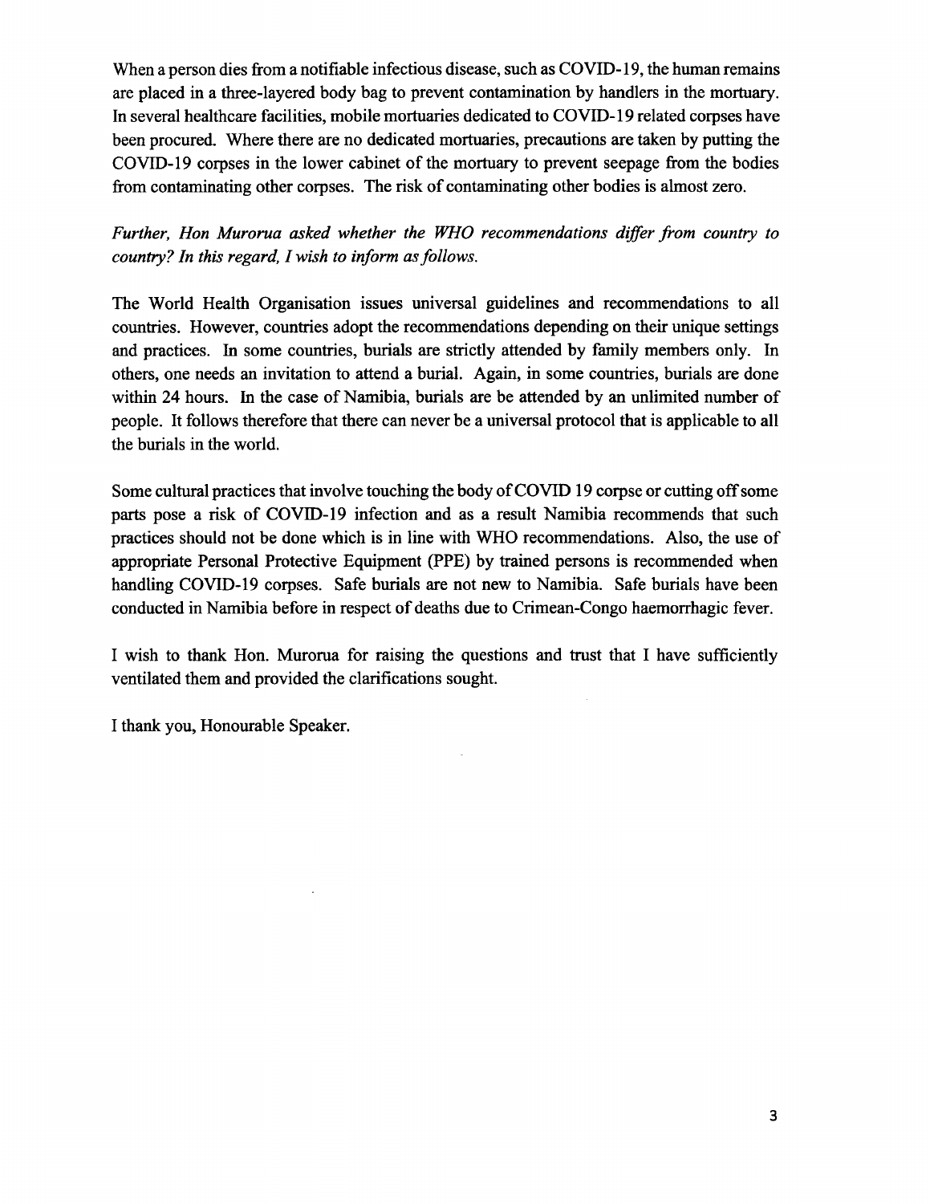When a person dies from a notifiable infectious disease, such as COVID-19, the human remains are placed in a three-layered body bag to prevent contamination by handlers in the mortuary. In several healthcare facilities, mobile mortuaries dedicated to COVID-19 related corpses have been procured. Where there are no dedicated mortuaries, precautions are taken by putting the COVID-19 corpses in the lower cabinet of the mortuary to prevent seepage from the bodies from contaminating other corpses. The risk of contaminating other bodies is almost zero.

*Further, Hon Murorua asked whether the WHO recommendations differ from country to country? In this regard, I wish to inform as follows.*

The World Health Organisation issues universal guidelines and recommendations to all countries. However, countries adopt the recommendations depending on their unique settings and practices. In some countries, burials are strictly attended by family members only. In others, one needs an invitation to attend a burial. Again, in some countries, burials are done within 24 hours. In the case of Namibia, burials are be attended by an unlimited number of people. It follows therefore that there can never be a universal protocol that is applicable to all the burials in the world.

Some cultural practices that involve touching the body of COVID 19 corpse or cutting off some parts pose a risk of COVID-19 infection and as a result Namibia recommends that such practices should not be done which is in line with WHO recommendations. Also, the use of appropriate Personal Protective Equipment (PPE) by trained persons is recommended when handling COVID-19 corpses. Safe burials are not new to Namibia. Safe burials have been conducted in Namibia before in respect of deaths due to Crimean-Congo haemorrhagic fever.

I wish to thank Hon. Murorua for raising the questions and trust that I have sufficiently ventilated them and provided the clarifications sought.

I thank you, Honourable Speaker.